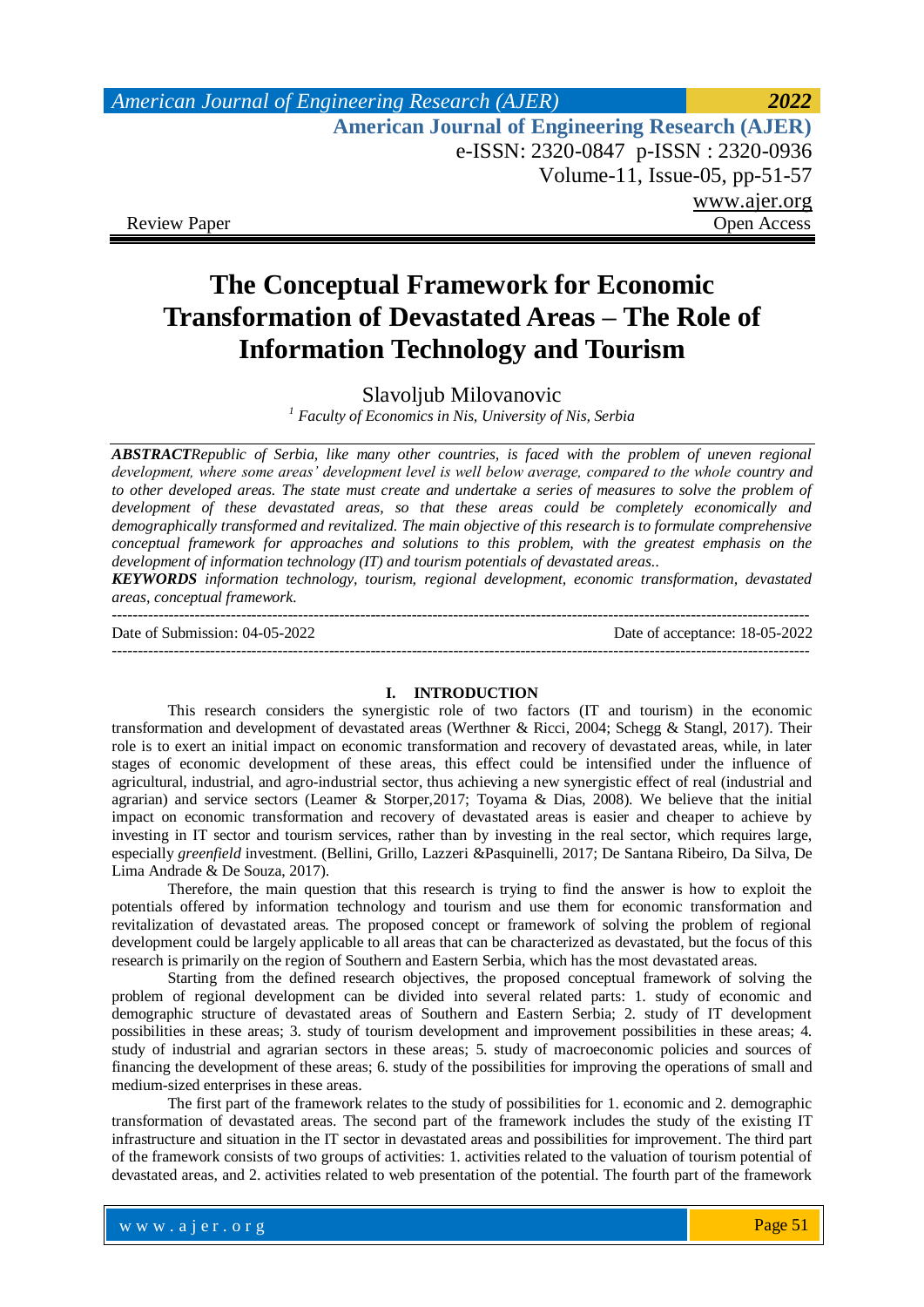Review Paper | Open Access

# The Conceptual Framework for Economic Transformation of Devastated Areas – The Role of Information Technology and Tourism

Slavoljub Milovanovic

[1] *Faculty of Economics in Nis, University of Nis, Serbia*

***ABSTRACT****Republic of Serbia, like many other countries, is faced with the problem of uneven regional development, where some areas' development level is well below average, compared to the whole country and to other developed areas. The state must create and undertake a series of measures to solve the problem of development of these devastated areas, so that these areas could be completely economically and demographically transformed and revitalized. The main objective of this research is to formulate comprehensive conceptual framework for approaches and solutions to this problem, with the greatest emphasis on the development of information technology (IT) and tourism potentials of devastated areas..*

***KEYWORDS*** *information technology, tourism, regional development, economic transformation, devastated areas, conceptual framework.*

---

Date of Submission: 04-05-2022 | Date of acceptance: 18-05-2022

---

## I. INTRODUCTION

This research considers the synergistic role of two factors (IT and tourism) in the economic transformation and development of devastated areas (Werthner & Ricci, 2004; Schegg & Stangl, 2017). Their role is to exert an initial impact on economic transformation and recovery of devastated areas, while, in later stages of economic development of these areas, this effect could be intensified under the influence of agricultural, industrial, and agro-industrial sector, thus achieving a new synergistic effect of real (industrial and agrarian) and service sectors (Leamer & Storper,2017; Toyama & Dias, 2008). We believe that the initial impact on economic transformation and recovery of devastated areas is easier and cheaper to achieve by investing in IT sector and tourism services, rather than by investing in the real sector, which requires large, especially *greenfield* investment. (Bellini, Grillo, Lazzeri &Pasquinelli, 2017; De Santana Ribeiro, Da Silva, De Lima Andrade & De Souza, 2017).

Therefore, the main question that this research is trying to find the answer is how to exploit the potentials offered by information technology and tourism and use them for economic transformation and revitalization of devastated areas. The proposed concept or framework of solving the problem of regional development could be largely applicable to all areas that can be characterized as devastated, but the focus of this research is primarily on the region of Southern and Eastern Serbia, which has the most devastated areas.

Starting from the defined research objectives, the proposed conceptual framework of solving the problem of regional development can be divided into several related parts: 1. study of economic and demographic structure of devastated areas of Southern and Eastern Serbia; 2. study of IT development possibilities in these areas; 3. study of tourism development and improvement possibilities in these areas; 4. study of industrial and agrarian sectors in these areas; 5. study of macroeconomic policies and sources of financing the development of these areas; 6. study of the possibilities for improving the operations of small and medium-sized enterprises in these areas.

The first part of the framework relates to the study of possibilities for 1. economic and 2. demographic transformation of devastated areas. The second part of the framework includes the study of the existing IT infrastructure and situation in the IT sector in devastated areas and possibilities for improvement. The third part of the framework consists of two groups of activities: 1. activities related to the valuation of tourism potential of devastated areas, and 2. activities related to web presentation of the potential. The fourth part of the framework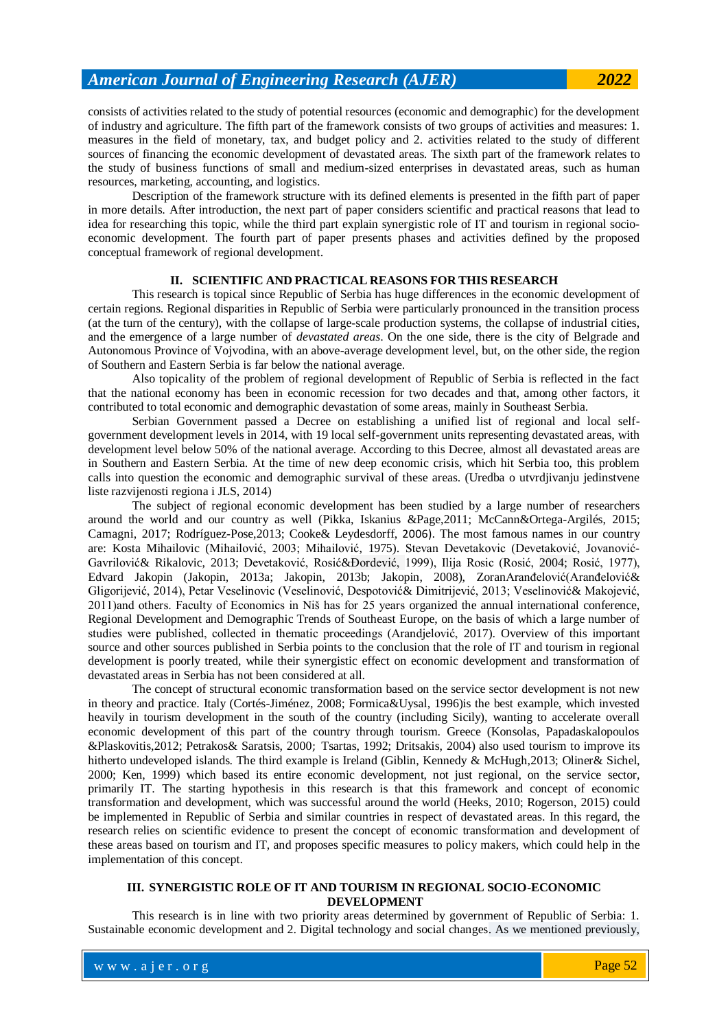consists of activities related to the study of potential resources (economic and demographic) for the development of industry and agriculture. The fifth part of the framework consists of two groups of activities and measures: 1. measures in the field of monetary, tax, and budget policy and 2. activities related to the study of different sources of financing the economic development of devastated areas. The sixth part of the framework relates to the study of business functions of small and medium-sized enterprises in devastated areas, such as human resources, marketing, accounting, and logistics.

Description of the framework structure with its defined elements is presented in the fifth part of paper in more details. After introduction, the next part of paper considers scientific and practical reasons that lead to idea for researching this topic, while the third part explain synergistic role of IT and tourism in regional socio-economic development. The fourth part of paper presents phases and activities defined by the proposed conceptual framework of regional development.

## II. SCIENTIFIC AND PRACTICAL REASONS FOR THIS RESEARCH

This research is topical since Republic of Serbia has huge differences in the economic development of certain regions. Regional disparities in Republic of Serbia were particularly pronounced in the transition process (at the turn of the century), with the collapse of large-scale production systems, the collapse of industrial cities, and the emergence of a large number of *devastated areas*. On the one side, there is the city of Belgrade and Autonomous Province of Vojvodina, with an above-average development level, but, on the other side, the region of Southern and Eastern Serbia is far below the national average.

Also topicality of the problem of regional development of Republic of Serbia is reflected in the fact that the national economy has been in economic recession for two decades and that, among other factors, it contributed to total economic and demographic devastation of some areas, mainly in Southeast Serbia.

Serbian Government passed a Decree on establishing a unified list of regional and local self-government development levels in 2014, with 19 local self-government units representing devastated areas, with development level below 50% of the national average. According to this Decree, almost all devastated areas are in Southern and Eastern Serbia. At the time of new deep economic crisis, which hit Serbia too, this problem calls into question the economic and demographic survival of these areas. (Uredba o utvrdjivanju jedinstvene liste razvijenosti regiona i JLS, 2014)

The subject of regional economic development has been studied by a large number of researchers around the world and our country as well (Pikka, Iskanius &Page,2011; McCann&Ortega-Argilés, 2015; Camagni, 2017; Rodríguez-Pose,2013; Cooke& Leydesdorff, 2006). The most famous names in our country are: Kosta Mihailovic (Mihailović, 2003; Mihailović, 1975). Stevan Devetakovic (Devetaković, Jovanović-Gavrilović& Rikalovic, 2013; Devetaković, Rosić&Đorđević, 1999), Ilija Rosic (Rosić, 2004; Rosić, 1977), Edvard Jakopin (Jakopin, 2013a; Jakopin, 2013b; Jakopin, 2008), ZoranAranđelović(Aranđelović& Gligorijević, 2014), Petar Veselinovic (Veselinović, Despotović& Dimitrijević, 2013; Veselinović& Makojević, 2011)and others. Faculty of Economics in Niš has for 25 years organized the annual international conference, Regional Development and Demographic Trends of Southeast Europe, on the basis of which a large number of studies were published, collected in thematic proceedings (Arandjelović, 2017). Overview of this important source and other sources published in Serbia points to the conclusion that the role of IT and tourism in regional development is poorly treated, while their synergistic effect on economic development and transformation of devastated areas in Serbia has not been considered at all.

The concept of structural economic transformation based on the service sector development is not new in theory and practice. Italy (Cortés-Jiménez, 2008; Formica&Uysal, 1996)is the best example, which invested heavily in tourism development in the south of the country (including Sicily), wanting to accelerate overall economic development of this part of the country through tourism. Greece (Konsolas, Papadaskalopoulos &Plaskovitis,2012; Petrakos& Saratsis, 2000; Tsartas, 1992; Dritsakis, 2004) also used tourism to improve its hitherto undeveloped islands. The third example is Ireland (Giblin, Kennedy & McHugh,2013; Oliner& Sichel, 2000; Ken, 1999) which based its entire economic development, not just regional, on the service sector, primarily IT. The starting hypothesis in this research is that this framework and concept of economic transformation and development, which was successful around the world (Heeks, 2010; Rogerson, 2015) could be implemented in Republic of Serbia and similar countries in respect of devastated areas. In this regard, the research relies on scientific evidence to present the concept of economic transformation and development of these areas based on tourism and IT, and proposes specific measures to policy makers, which could help in the implementation of this concept.

## III. SYNERGISTIC ROLE OF IT AND TOURISM IN REGIONAL SOCIO-ECONOMIC DEVELOPMENT

This research is in line with two priority areas determined by government of Republic of Serbia: 1. Sustainable economic development and 2. Digital technology and social changes. As we mentioned previously,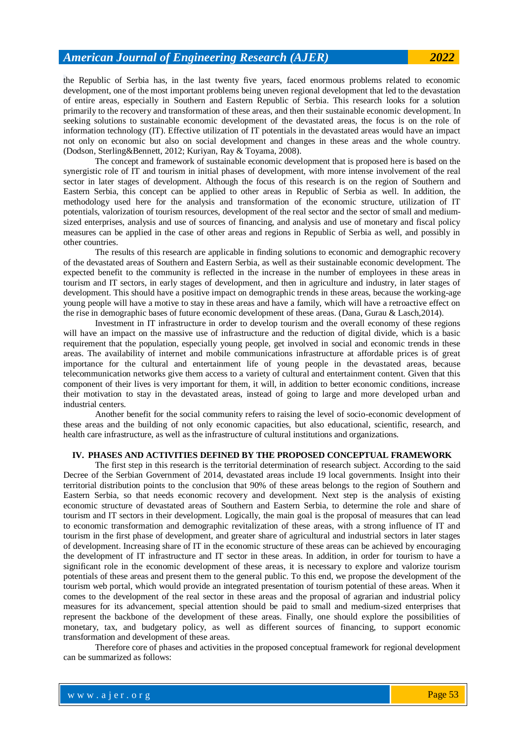the Republic of Serbia has, in the last twenty five years, faced enormous problems related to economic development, one of the most important problems being uneven regional development that led to the devastation of entire areas, especially in Southern and Eastern Republic of Serbia. This research looks for a solution primarily to the recovery and transformation of these areas, and then their sustainable economic development. In seeking solutions to sustainable economic development of the devastated areas, the focus is on the role of information technology (IT). Effective utilization of IT potentials in the devastated areas would have an impact not only on economic but also on social development and changes in these areas and the whole country. (Dodson, Sterling&Bennett, 2012; Kuriyan, Ray & Toyama, 2008).

The concept and framework of sustainable economic development that is proposed here is based on the synergistic role of IT and tourism in initial phases of development, with more intense involvement of the real sector in later stages of development. Although the focus of this research is on the region of Southern and Eastern Serbia, this concept can be applied to other areas in Republic of Serbia as well. In addition, the methodology used here for the analysis and transformation of the economic structure, utilization of IT potentials, valorization of tourism resources, development of the real sector and the sector of small and medium-sized enterprises, analysis and use of sources of financing, and analysis and use of monetary and fiscal policy measures can be applied in the case of other areas and regions in Republic of Serbia as well, and possibly in other countries.

The results of this research are applicable in finding solutions to economic and demographic recovery of the devastated areas of Southern and Eastern Serbia, as well as their sustainable economic development. The expected benefit to the community is reflected in the increase in the number of employees in these areas in tourism and IT sectors, in early stages of development, and then in agriculture and industry, in later stages of development. This should have a positive impact on demographic trends in these areas, because the working-age young people will have a motive to stay in these areas and have a family, which will have a retroactive effect on the rise in demographic bases of future economic development of these areas. (Dana, Gurau & Lasch,2014).

Investment in IT infrastructure in order to develop tourism and the overall economy of these regions will have an impact on the massive use of infrastructure and the reduction of digital divide, which is a basic requirement that the population, especially young people, get involved in social and economic trends in these areas. The availability of internet and mobile communications infrastructure at affordable prices is of great importance for the cultural and entertainment life of young people in the devastated areas, because telecommunication networks give them access to a variety of cultural and entertainment content. Given that this component of their lives is very important for them, it will, in addition to better economic conditions, increase their motivation to stay in the devastated areas, instead of going to large and more developed urban and industrial centers.

Another benefit for the social community refers to raising the level of socio-economic development of these areas and the building of not only economic capacities, but also educational, scientific, research, and health care infrastructure, as well as the infrastructure of cultural institutions and organizations.

## IV. PHASES AND ACTIVITIES DEFINED BY THE PROPOSED CONCEPTUAL FRAMEWORK

The first step in this research is the territorial determination of research subject. According to the said Decree of the Serbian Government of 2014, devastated areas include 19 local governments. Insight into their territorial distribution points to the conclusion that 90% of these areas belongs to the region of Southern and Eastern Serbia, so that needs economic recovery and development. Next step is the analysis of existing economic structure of devastated areas of Southern and Eastern Serbia, to determine the role and share of tourism and IT sectors in their development. Logically, the main goal is the proposal of measures that can lead to economic transformation and demographic revitalization of these areas, with a strong influence of IT and tourism in the first phase of development, and greater share of agricultural and industrial sectors in later stages of development. Increasing share of IT in the economic structure of these areas can be achieved by encouraging the development of IT infrastructure and IT sector in these areas. In addition, in order for tourism to have a significant role in the economic development of these areas, it is necessary to explore and valorize tourism potentials of these areas and present them to the general public. To this end, we propose the development of the tourism web portal, which would provide an integrated presentation of tourism potential of these areas. When it comes to the development of the real sector in these areas and the proposal of agrarian and industrial policy measures for its advancement, special attention should be paid to small and medium-sized enterprises that represent the backbone of the development of these areas. Finally, one should explore the possibilities of monetary, tax, and budgetary policy, as well as different sources of financing, to support economic transformation and development of these areas.

Therefore core of phases and activities in the proposed conceptual framework for regional development can be summarized as follows: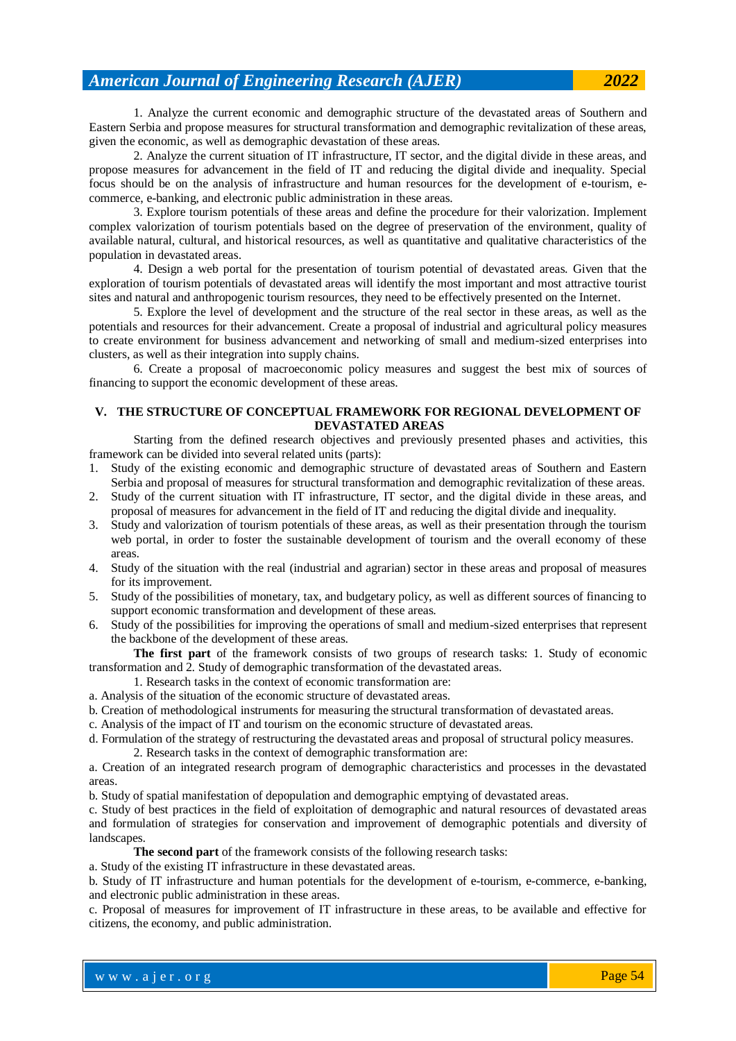1. Analyze the current economic and demographic structure of the devastated areas of Southern and Eastern Serbia and propose measures for structural transformation and demographic revitalization of these areas, given the economic, as well as demographic devastation of these areas.

2. Analyze the current situation of IT infrastructure, IT sector, and the digital divide in these areas, and propose measures for advancement in the field of IT and reducing the digital divide and inequality. Special focus should be on the analysis of infrastructure and human resources for the development of e-tourism, e-commerce, e-banking, and electronic public administration in these areas.

3. Explore tourism potentials of these areas and define the procedure for their valorization. Implement complex valorization of tourism potentials based on the degree of preservation of the environment, quality of available natural, cultural, and historical resources, as well as quantitative and qualitative characteristics of the population in devastated areas.

4. Design a web portal for the presentation of tourism potential of devastated areas. Given that the exploration of tourism potentials of devastated areas will identify the most important and most attractive tourist sites and natural and anthropogenic tourism resources, they need to be effectively presented on the Internet.

5. Explore the level of development and the structure of the real sector in these areas, as well as the potentials and resources for their advancement. Create a proposal of industrial and agricultural policy measures to create environment for business advancement and networking of small and medium-sized enterprises into clusters, as well as their integration into supply chains.

6. Create a proposal of macroeconomic policy measures and suggest the best mix of sources of financing to support the economic development of these areas.

## V. THE STRUCTURE OF CONCEPTUAL FRAMEWORK FOR REGIONAL DEVELOPMENT OF DEVASTATED AREAS

Starting from the defined research objectives and previously presented phases and activities, this framework can be divided into several related units (parts):

1. Study of the existing economic and demographic structure of devastated areas of Southern and Eastern Serbia and proposal of measures for structural transformation and demographic revitalization of these areas.
2. Study of the current situation with IT infrastructure, IT sector, and the digital divide in these areas, and proposal of measures for advancement in the field of IT and reducing the digital divide and inequality.
3. Study and valorization of tourism potentials of these areas, as well as their presentation through the tourism web portal, in order to foster the sustainable development of tourism and the overall economy of these areas.
4. Study of the situation with the real (industrial and agrarian) sector in these areas and proposal of measures for its improvement.
5. Study of the possibilities of monetary, tax, and budgetary policy, as well as different sources of financing to support economic transformation and development of these areas.
6. Study of the possibilities for improving the operations of small and medium-sized enterprises that represent the backbone of the development of these areas.

**The first part** of the framework consists of two groups of research tasks: 1. Study of economic transformation and 2. Study of demographic transformation of the devastated areas.

1. Research tasks in the context of economic transformation are:

a. Analysis of the situation of the economic structure of devastated areas.

b. Creation of methodological instruments for measuring the structural transformation of devastated areas.

c. Analysis of the impact of IT and tourism on the economic structure of devastated areas.

d. Formulation of the strategy of restructuring the devastated areas and proposal of structural policy measures.

2. Research tasks in the context of demographic transformation are:

a. Creation of an integrated research program of demographic characteristics and processes in the devastated areas.

b. Study of spatial manifestation of depopulation and demographic emptying of devastated areas.

c. Study of best practices in the field of exploitation of demographic and natural resources of devastated areas and formulation of strategies for conservation and improvement of demographic potentials and diversity of landscapes.

**The second part** of the framework consists of the following research tasks:

a. Study of the existing IT infrastructure in these devastated areas.

b. Study of IT infrastructure and human potentials for the development of e-tourism, e-commerce, e-banking, and electronic public administration in these areas.

c. Proposal of measures for improvement of IT infrastructure in these areas, to be available and effective for citizens, the economy, and public administration.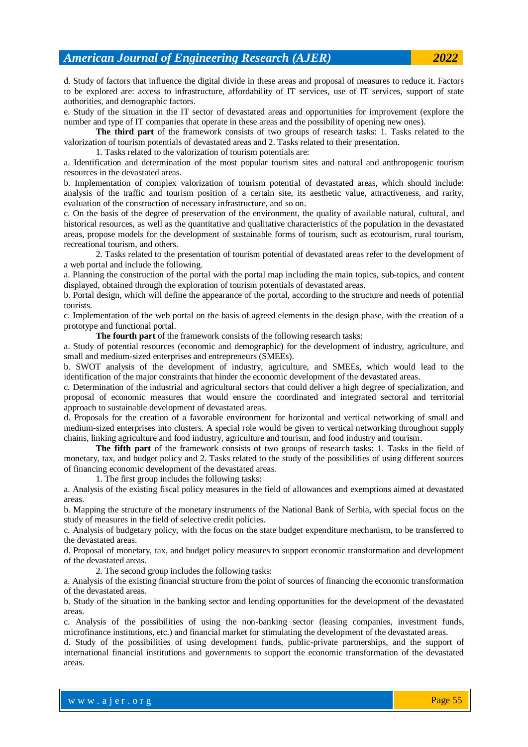d. Study of factors that influence the digital divide in these areas and proposal of measures to reduce it. Factors to be explored are: access to infrastructure, affordability of IT services, use of IT services, support of state authorities, and demographic factors.

e. Study of the situation in the IT sector of devastated areas and opportunities for improvement (explore the number and type of IT companies that operate in these areas and the possibility of opening new ones).

**The third part** of the framework consists of two groups of research tasks: 1. Tasks related to the valorization of tourism potentials of devastated areas and 2. Tasks related to their presentation.

1. Tasks related to the valorization of tourism potentials are:

a. Identification and determination of the most popular tourism sites and natural and anthropogenic tourism resources in the devastated areas.

b. Implementation of complex valorization of tourism potential of devastated areas, which should include: analysis of the traffic and tourism position of a certain site, its aesthetic value, attractiveness, and rarity, evaluation of the construction of necessary infrastructure, and so on.

c. On the basis of the degree of preservation of the environment, the quality of available natural, cultural, and historical resources, as well as the quantitative and qualitative characteristics of the population in the devastated areas, propose models for the development of sustainable forms of tourism, such as ecotourism, rural tourism, recreational tourism, and others.

2. Tasks related to the presentation of tourism potential of devastated areas refer to the development of a web portal and include the following.

a. Planning the construction of the portal with the portal map including the main topics, sub-topics, and content displayed, obtained through the exploration of tourism potentials of devastated areas.

b. Portal design, which will define the appearance of the portal, according to the structure and needs of potential tourists.

c. Implementation of the web portal on the basis of agreed elements in the design phase, with the creation of a prototype and functional portal.

**The fourth part** of the framework consists of the following research tasks:

a. Study of potential resources (economic and demographic) for the development of industry, agriculture, and small and medium-sized enterprises and entrepreneurs (SMEEs).

b. SWOT analysis of the development of industry, agriculture, and SMEEs, which would lead to the identification of the major constraints that hinder the economic development of the devastated areas.

c. Determination of the industrial and agricultural sectors that could deliver a high degree of specialization, and proposal of economic measures that would ensure the coordinated and integrated sectoral and territorial approach to sustainable development of devastated areas.

d. Proposals for the creation of a favorable environment for horizontal and vertical networking of small and medium-sized enterprises into clusters. A special role would be given to vertical networking throughout supply chains, linking agriculture and food industry, agriculture and tourism, and food industry and tourism.

**The fifth part** of the framework consists of two groups of research tasks: 1. Tasks in the field of monetary, tax, and budget policy and 2. Tasks related to the study of the possibilities of using different sources of financing economic development of the devastated areas.

1. The first group includes the following tasks:

a. Analysis of the existing fiscal policy measures in the field of allowances and exemptions aimed at devastated areas.

b. Mapping the structure of the monetary instruments of the National Bank of Serbia, with special focus on the study of measures in the field of selective credit policies.

c. Analysis of budgetary policy, with the focus on the state budget expenditure mechanism, to be transferred to the devastated areas.

d. Proposal of monetary, tax, and budget policy measures to support economic transformation and development of the devastated areas.

2. The second group includes the following tasks:

a. Analysis of the existing financial structure from the point of sources of financing the economic transformation of the devastated areas.

b. Study of the situation in the banking sector and lending opportunities for the development of the devastated areas.

c. Analysis of the possibilities of using the non-banking sector (leasing companies, investment funds, microfinance institutions, etc.) and financial market for stimulating the development of the devastated areas.

d. Study of the possibilities of using development funds, public-private partnerships, and the support of international financial institutions and governments to support the economic transformation of the devastated areas.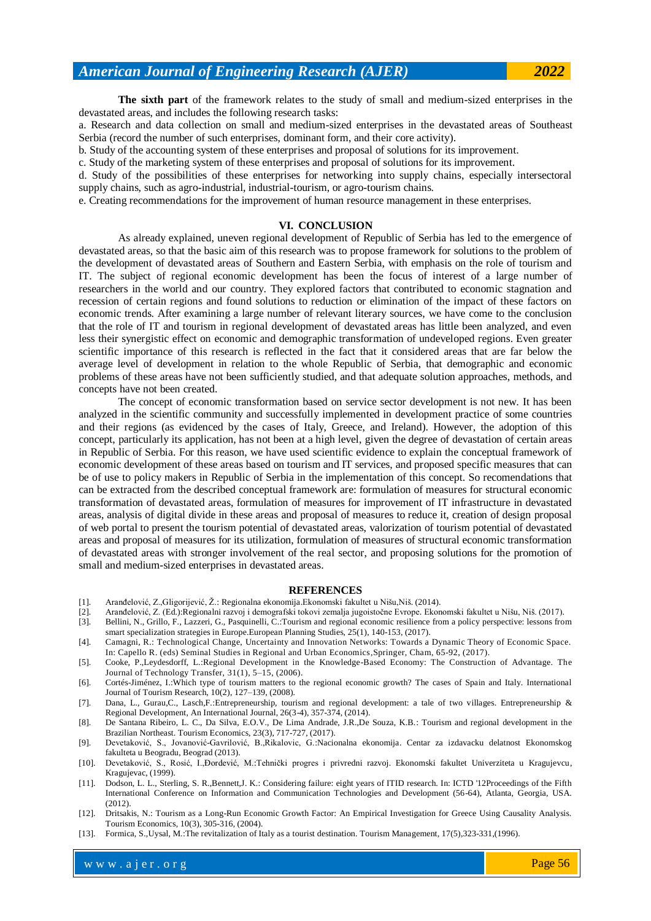**The sixth part** of the framework relates to the study of small and medium-sized enterprises in the devastated areas, and includes the following research tasks:

a. Research and data collection on small and medium-sized enterprises in the devastated areas of Southeast Serbia (record the number of such enterprises, dominant form, and their core activity).

b. Study of the accounting system of these enterprises and proposal of solutions for its improvement.

c. Study of the marketing system of these enterprises and proposal of solutions for its improvement.

d. Study of the possibilities of these enterprises for networking into supply chains, especially intersectoral supply chains, such as agro-industrial, industrial-tourism, or agro-tourism chains.

e. Creating recommendations for the improvement of human resource management in these enterprises.

## VI. CONCLUSION

As already explained, uneven regional development of Republic of Serbia has led to the emergence of devastated areas, so that the basic aim of this research was to propose framework for solutions to the problem of the development of devastated areas of Southern and Eastern Serbia, with emphasis on the role of tourism and IT. The subject of regional economic development has been the focus of interest of a large number of researchers in the world and our country. They explored factors that contributed to economic stagnation and recession of certain regions and found solutions to reduction or elimination of the impact of these factors on economic trends. After examining a large number of relevant literary sources, we have come to the conclusion that the role of IT and tourism in regional development of devastated areas has little been analyzed, and even less their synergistic effect on economic and demographic transformation of undeveloped regions. Even greater scientific importance of this research is reflected in the fact that it considered areas that are far below the average level of development in relation to the whole Republic of Serbia, that demographic and economic problems of these areas have not been sufficiently studied, and that adequate solution approaches, methods, and concepts have not been created.

The concept of economic transformation based on service sector development is not new. It has been analyzed in the scientific community and successfully implemented in development practice of some countries and their regions (as evidenced by the cases of Italy, Greece, and Ireland). However, the adoption of this concept, particularly its application, has not been at a high level, given the degree of devastation of certain areas in Republic of Serbia. For this reason, we have used scientific evidence to explain the conceptual framework of economic development of these areas based on tourism and IT services, and proposed specific measures that can be of use to policy makers in Republic of Serbia in the implementation of this concept. So recomendations that can be extracted from the described conceptual framework are: formulation of measures for structural economic transformation of devastated areas, formulation of measures for improvement of IT infrastructure in devastated areas, analysis of digital divide in these areas and proposal of measures to reduce it, creation of design proposal of web portal to present the tourism potential of devastated areas, valorization of tourism potential of devastated areas and proposal of measures for its utilization, formulation of measures of structural economic transformation of devastated areas with stronger involvement of the real sector, and proposing solutions for the promotion of small and medium-sized enterprises in devastated areas.

## REFERENCES

[1]. Aranđelović, Z.,Gligorijević, Ž.: Regionalna ekonomija.Ekonomski fakultet u Nišu,Niš. (2014).

[2]. Aranđelović, Z. (Ed.):Regionalni razvoj i demografski tokovi zemalja jugoistočne Evrope. Ekonomski fakultet u Nišu, Niš. (2017).

[3]. Bellini, N., Grillo, F., Lazzeri, G., Pasquinelli, C.:Tourism and regional economic resilience from a policy perspective: lessons from smart specialization strategies in Europe.European Planning Studies, 25(1), 140-153, (2017).

[4]. Camagni, R.: Technological Change, Uncertainty and Innovation Networks: Towards a Dynamic Theory of Economic Space. In: Capello R. (eds) Seminal Studies in Regional and Urban Economics,Springer, Cham, 65-92, (2017).

[5]. Cooke, P.,Leydesdorff, L.:Regional Development in the Knowledge-Based Economy: The Construction of Advantage. The Journal of Technology Transfer, 31(1), 5–15, (2006).

[6]. Cortés-Jiménez, I.:Which type of tourism matters to the regional economic growth? The cases of Spain and Italy. International Journal of Tourism Research, 10(2), 127–139, (2008).

[7]. Dana, L., Gurau,C., Lasch,F.:Entrepreneurship, tourism and regional development: a tale of two villages. Entrepreneurship & Regional Development, An International Journal, 26(3-4), 357-374, (2014).

[8]. De Santana Ribeiro, L. C., Da Silva, E.O.V., De Lima Andrade, J.R.,De Souza, K.B.: Tourism and regional development in the Brazilian Northeast. Tourism Economics, 23(3), 717-727, (2017).

[9]. Devetaković, S., Jovanović-Gavrilović, B.,Rikalovic, G.:Nacionalna ekonomija. Centar za izdavacku delatnost Ekonomskog fakulteta u Beogradu, Beograd (2013).

[10]. Devetaković, S., Rosić, I.,Đorđević, M.:Tehnički progres i privredni razvoj. Ekonomski fakultet Univerziteta u Kragujevcu, Kragujevac, (1999).

[11]. Dodson, L. L., Sterling, S. R.,Bennett,J. K.: Considering failure: eight years of ITID research. In: ICTD '12Proceedings of the Fifth International Conference on Information and Communication Technologies and Development (56-64), Atlanta, Georgia, USA. (2012).

[12]. Dritsakis, N.: Tourism as a Long-Run Economic Growth Factor: An Empirical Investigation for Greece Using Causality Analysis. Tourism Economics, 10(3), 305-316, (2004).

[13]. Formica, S.,Uysal, M.:The revitalization of Italy as a tourist destination. Tourism Management, 17(5),323-331,(1996).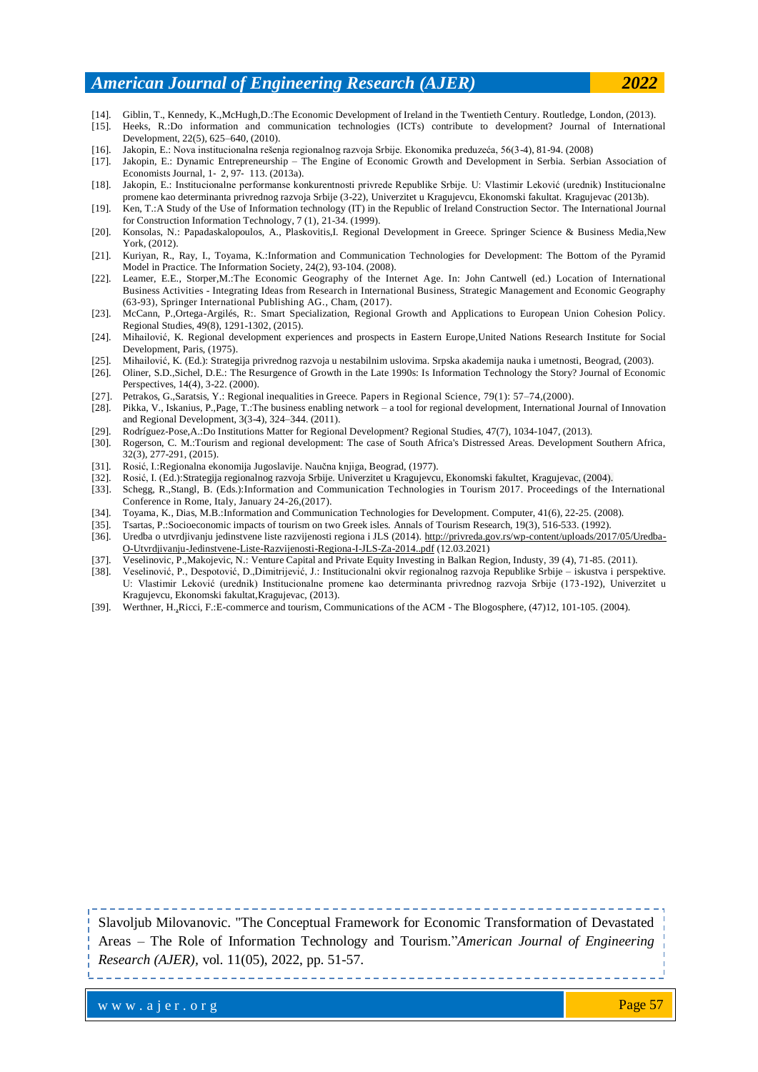[14]. Giblin, T., Kennedy, K.,McHugh,D.:The Economic Development of Ireland in the Twentieth Century. Routledge, London, (2013).

[15]. Heeks, R.:Do information and communication technologies (ICTs) contribute to development? Journal of International Development, 22(5), 625–640, (2010).

[16]. Jakopin, E.: Nova institucionalna rešenja regionalnog razvoja Srbije. Ekonomika preduzeća, 56(3-4), 81-94. (2008)

[17]. Jakopin, E.: Dynamic Entrepreneurship – The Engine of Economic Growth and Development in Serbia. Serbian Association of Economists Journal, 1- 2, 97- 113. (2013a).

[18]. Jakopin, E.: Institucionalne performanse konkurentnosti privrede Republike Srbije. U: Vlastimir Leković (urednik) Institucionalne promene kao determinanta privrednog razvoja Srbije (3-22), Univerzitet u Kragujevcu, Ekonomski fakultat. Kragujevac (2013b).

[19]. Ken, T.:A Study of the Use of Information technology (IT) in the Republic of Ireland Construction Sector. The International Journal for Construction Information Technology, 7 (1), 21-34. (1999).

[20]. Konsolas, N.: Papadaskalopoulos, A., Plaskovitis,I. Regional Development in Greece. Springer Science & Business Media,New York, (2012).

[21]. Kuriyan, R., Ray, I., Toyama, K.:Information and Communication Technologies for Development: The Bottom of the Pyramid Model in Practice. The Information Society, 24(2), 93-104. (2008).

[22]. Leamer, E.E., Storper,M.:The Economic Geography of the Internet Age. In: John Cantwell (ed.) Location of International Business Activities - Integrating Ideas from Research in International Business, Strategic Management and Economic Geography (63-93), Springer International Publishing AG., Cham, (2017).

[23]. McCann, P.,Ortega-Argilés, R:. Smart Specialization, Regional Growth and Applications to European Union Cohesion Policy. Regional Studies, 49(8), 1291-1302, (2015).

[24]. Mihailović, K. Regional development experiences and prospects in Eastern Europe,United Nations Research Institute for Social Development, Paris, (1975).

[25]. Mihailović, K. (Ed.): Strategija privrednog razvoja u nestabilnim uslovima. Srpska akademija nauka i umetnosti, Beograd, (2003).

[26]. Oliner, S.D.,Sichel, D.E.: The Resurgence of Growth in the Late 1990s: Is Information Technology the Story? Journal of Economic Perspectives, 14(4), 3-22. (2000).

[27]. Petrakos, G.,Saratsis, Y.: Regional inequalities in Greece. Papers in Regional Science, 79(1): 57–74,(2000).

[28]. Pikka, V., Iskanius, P.,Page, T.:The business enabling network – a tool for regional development, International Journal of Innovation and Regional Development, 3(3-4), 324–344. (2011).

[29]. Rodríguez-Pose,A.:Do Institutions Matter for Regional Development? Regional Studies, 47(7), 1034-1047, (2013).

[30]. Rogerson, C. M.:Tourism and regional development: The case of South Africa's Distressed Areas. Development Southern Africa, 32(3), 277-291, (2015).

[31]. Rosić, I.:Regionalna ekonomija Jugoslavije. Naučna knjiga, Beograd, (1977).

[32]. Rosić, I. (Ed.):Strategija regionalnog razvoja Srbije. Univerzitet u Kragujevcu, Ekonomski fakultet, Kragujevac, (2004).

[33]. Schegg, R.,Stangl, B. (Eds.):Information and Communication Technologies in Tourism 2017. Proceedings of the International Conference in Rome, Italy, January 24-26,(2017).

[34]. Toyama, K., Dias, M.B.:Information and Communication Technologies for Development. Computer, 41(6), 22-25. (2008).

[35]. Tsartas, P.:Socioeconomic impacts of tourism on two Greek isles. Annals of Tourism Research, 19(3), 516-533. (1992).

[36]. Uredba o utvrdjivanju jedinstvene liste razvijenosti regiona i JLS (2014). http://privreda.gov.rs/wp-content/uploads/2017/05/Uredba-O-Utvrdjivanju-Jedinstvene-Liste-Razvijenosti-Regiona-I-JLS-Za-2014..pdf (12.03.2021)

[37]. Veselinovic, P.,Makojevic, N.: Venture Capital and Private Equity Investing in Balkan Region, Industy, 39 (4), 71-85. (2011).

[38]. Veselinović, P., Despotović, D.,Dimitrijević, J.: Institucionalni okvir regionalnog razvoja Republike Srbije – iskustva i perspektive. U: Vlastimir Leković (urednik) Institucionalne promene kao determinanta privrednog razvoja Srbije (173-192), Univerzitet u Kragujevcu, Ekonomski fakultat,Kragujevac, (2013).

[39]. Werthner, H.,Ricci, F.:E-commerce and tourism, Communications of the ACM - The Blogosphere, (47)12, 101-105. (2004).

Slavoljub Milovanovic. "The Conceptual Framework for Economic Transformation of Devastated Areas – The Role of Information Technology and Tourism."*American Journal of Engineering Research (AJER)*, vol. 11(05), 2022, pp. 51-57.